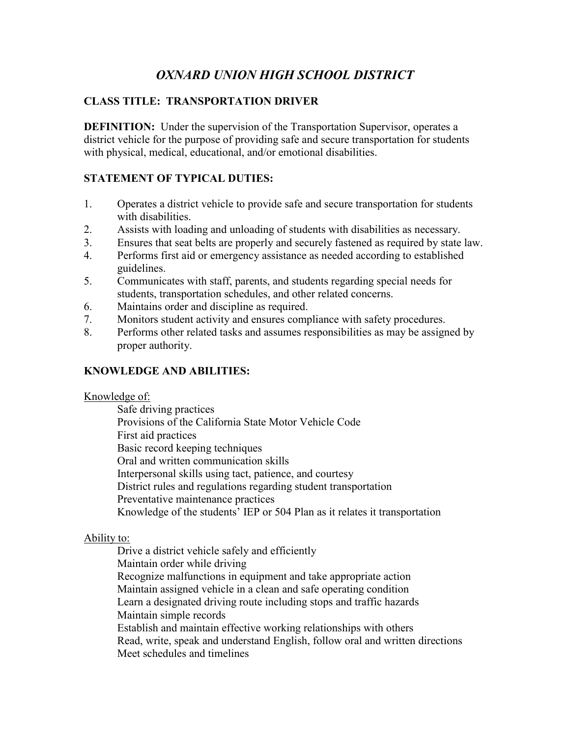# *OXNARD UNION HIGH SCHOOL DISTRICT*

**CLASS TITLE: TRANSPORTATION DRIVER**

**DEFINITION:** Under the supervision of the Transportation Supervisor, operates a district vehicle for the purpose of providing safe and secure transportation for students with physical, medical, educational, and/or emotional disabilities.

## STATEMENT OF TYPICAL DUTIES:

1. Operates a district vehicle to provide safe and secure transportation for students with disabilities.
2. Assists with loading and unloading of students with disabilities as necessary.
3. Ensures that seat belts are properly and securely fastened as required by state law.
4. Performs first aid or emergency assistance as needed according to established guidelines.
5. Communicates with staff, parents, and students regarding special needs for students, transportation schedules, and other related concerns.
6. Maintains order and discipline as required.
7. Monitors student activity and ensures compliance with safety procedures.
8. Performs other related tasks and assumes responsibilities as may be assigned by proper authority.

## KNOWLEDGE AND ABILITIES:

<u>Knowledge of:</u>

- Safe driving practices
- Provisions of the California State Motor Vehicle Code
- First aid practices
- Basic record keeping techniques
- Oral and written communication skills
- Interpersonal skills using tact, patience, and courtesy
- District rules and regulations regarding student transportation
- Preventative maintenance practices
- Knowledge of the students' IEP or 504 Plan as it relates it transportation

<u>Ability to:</u>

- Drive a district vehicle safely and efficiently
- Maintain order while driving
- Recognize malfunctions in equipment and take appropriate action
- Maintain assigned vehicle in a clean and safe operating condition
- Learn a designated driving route including stops and traffic hazards
- Maintain simple records
- Establish and maintain effective working relationships with others
- Read, write, speak and understand English, follow oral and written directions
- Meet schedules and timelines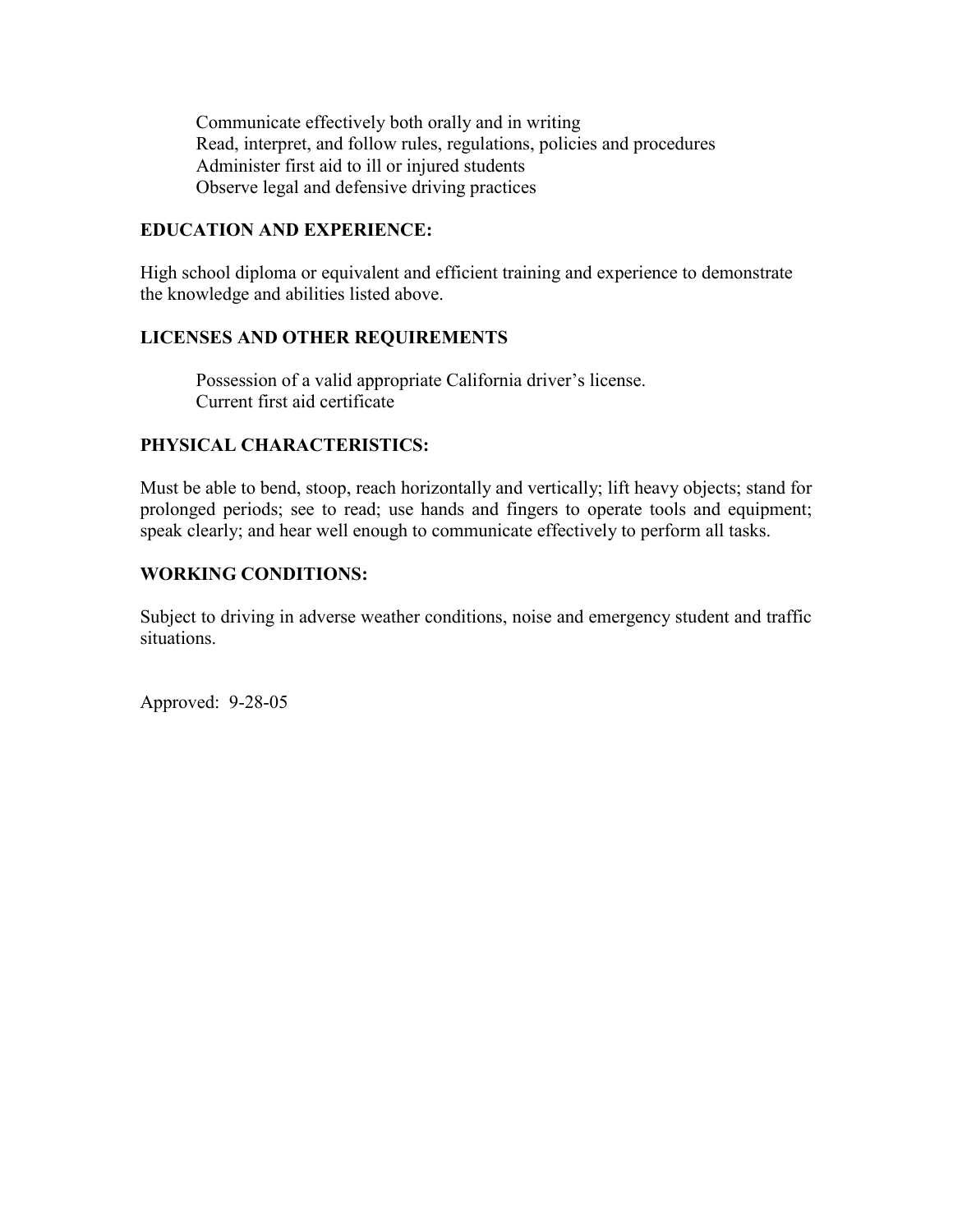Communicate effectively both orally and in writing
Read, interpret, and follow rules, regulations, policies and procedures
Administer first aid to ill or injured students
Observe legal and defensive driving practices

**EDUCATION AND EXPERIENCE:**

High school diploma or equivalent and efficient training and experience to demonstrate the knowledge and abilities listed above.

**LICENSES AND OTHER REQUIREMENTS**

Possession of a valid appropriate California driver's license.
Current first aid certificate

**PHYSICAL CHARACTERISTICS:**

Must be able to bend, stoop, reach horizontally and vertically; lift heavy objects; stand for prolonged periods; see to read; use hands and fingers to operate tools and equipment; speak clearly; and hear well enough to communicate effectively to perform all tasks.

**WORKING CONDITIONS:**

Subject to driving in adverse weather conditions, noise and emergency student and traffic situations.

Approved: 9-28-05